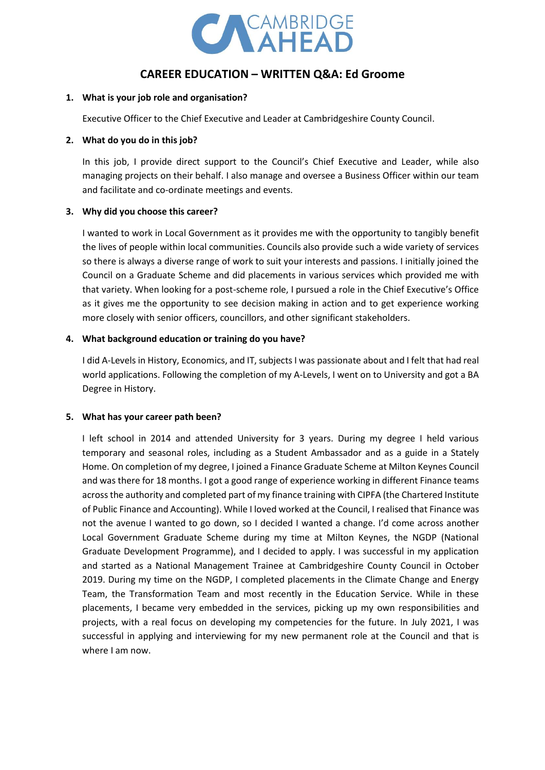CAMBRIDGE AHEAD

# CAREER EDUCATION – WRITTEN Q&A: Ed Groome

1. **What is your job role and organisation?**

   Executive Officer to the Chief Executive and Leader at Cambridgeshire County Council.

2. **What do you do in this job?**

   In this job, I provide direct support to the Council's Chief Executive and Leader, while also managing projects on their behalf. I also manage and oversee a Business Officer within our team and facilitate and co-ordinate meetings and events.

3. **Why did you choose this career?**

   I wanted to work in Local Government as it provides me with the opportunity to tangibly benefit the lives of people within local communities. Councils also provide such a wide variety of services so there is always a diverse range of work to suit your interests and passions. I initially joined the Council on a Graduate Scheme and did placements in various services which provided me with that variety. When looking for a post-scheme role, I pursued a role in the Chief Executive's Office as it gives me the opportunity to see decision making in action and to get experience working more closely with senior officers, councillors, and other significant stakeholders.

4. **What background education or training do you have?**

   I did A-Levels in History, Economics, and IT, subjects I was passionate about and I felt that had real world applications. Following the completion of my A-Levels, I went on to University and got a BA Degree in History.

5. **What has your career path been?**

   I left school in 2014 and attended University for 3 years. During my degree I held various temporary and seasonal roles, including as a Student Ambassador and as a guide in a Stately Home. On completion of my degree, I joined a Finance Graduate Scheme at Milton Keynes Council and was there for 18 months. I got a good range of experience working in different Finance teams across the authority and completed part of my finance training with CIPFA (the Chartered Institute of Public Finance and Accounting). While I loved worked at the Council, I realised that Finance was not the avenue I wanted to go down, so I decided I wanted a change. I'd come across another Local Government Graduate Scheme during my time at Milton Keynes, the NGDP (National Graduate Development Programme), and I decided to apply. I was successful in my application and started as a National Management Trainee at Cambridgeshire County Council in October 2019. During my time on the NGDP, I completed placements in the Climate Change and Energy Team, the Transformation Team and most recently in the Education Service. While in these placements, I became very embedded in the services, picking up my own responsibilities and projects, with a real focus on developing my competencies for the future. In July 2021, I was successful in applying and interviewing for my new permanent role at the Council and that is where I am now.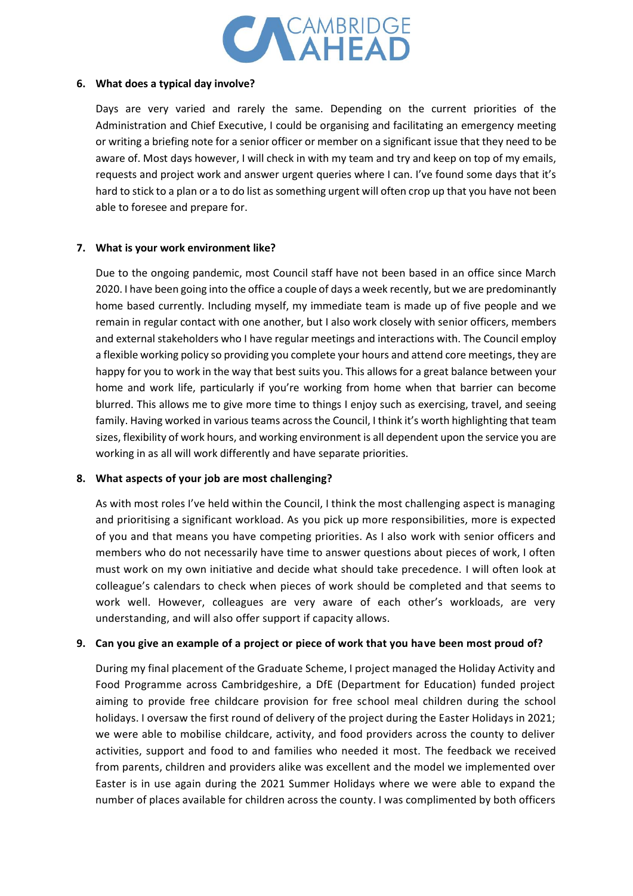**6. What does a typical day involve?**

Days are very varied and rarely the same. Depending on the current priorities of the Administration and Chief Executive, I could be organising and facilitating an emergency meeting or writing a briefing note for a senior officer or member on a significant issue that they need to be aware of. Most days however, I will check in with my team and try and keep on top of my emails, requests and project work and answer urgent queries where I can. I've found some days that it's hard to stick to a plan or a to do list as something urgent will often crop up that you have not been able to foresee and prepare for.

**7. What is your work environment like?**

Due to the ongoing pandemic, most Council staff have not been based in an office since March 2020. I have been going into the office a couple of days a week recently, but we are predominantly home based currently. Including myself, my immediate team is made up of five people and we remain in regular contact with one another, but I also work closely with senior officers, members and external stakeholders who I have regular meetings and interactions with. The Council employ a flexible working policy so providing you complete your hours and attend core meetings, they are happy for you to work in the way that best suits you. This allows for a great balance between your home and work life, particularly if you're working from home when that barrier can become blurred. This allows me to give more time to things I enjoy such as exercising, travel, and seeing family. Having worked in various teams across the Council, I think it's worth highlighting that team sizes, flexibility of work hours, and working environment is all dependent upon the service you are working in as all will work differently and have separate priorities.

**8. What aspects of your job are most challenging?**

As with most roles I've held within the Council, I think the most challenging aspect is managing and prioritising a significant workload. As you pick up more responsibilities, more is expected of you and that means you have competing priorities. As I also work with senior officers and members who do not necessarily have time to answer questions about pieces of work, I often must work on my own initiative and decide what should take precedence. I will often look at colleague's calendars to check when pieces of work should be completed and that seems to work well. However, colleagues are very aware of each other's workloads, are very understanding, and will also offer support if capacity allows.

**9. Can you give an example of a project or piece of work that you have been most proud of?**

During my final placement of the Graduate Scheme, I project managed the Holiday Activity and Food Programme across Cambridgeshire, a DfE (Department for Education) funded project aiming to provide free childcare provision for free school meal children during the school holidays. I oversaw the first round of delivery of the project during the Easter Holidays in 2021; we were able to mobilise childcare, activity, and food providers across the county to deliver activities, support and food to and families who needed it most. The feedback we received from parents, children and providers alike was excellent and the model we implemented over Easter is in use again during the 2021 Summer Holidays where we were able to expand the number of places available for children across the county. I was complimented by both officers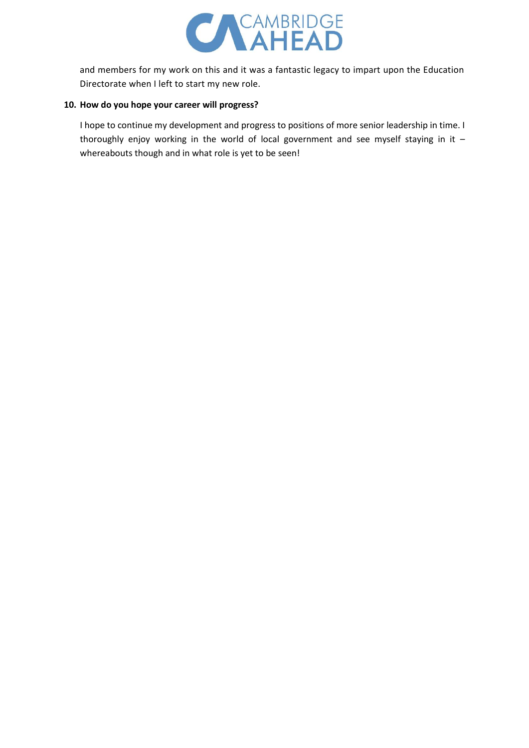and members for my work on this and it was a fantastic legacy to impart upon the Education Directorate when I left to start my new role.

**10. How do you hope your career will progress?**

I hope to continue my development and progress to positions of more senior leadership in time. I thoroughly enjoy working in the world of local government and see myself staying in it – whereabouts though and in what role is yet to be seen!